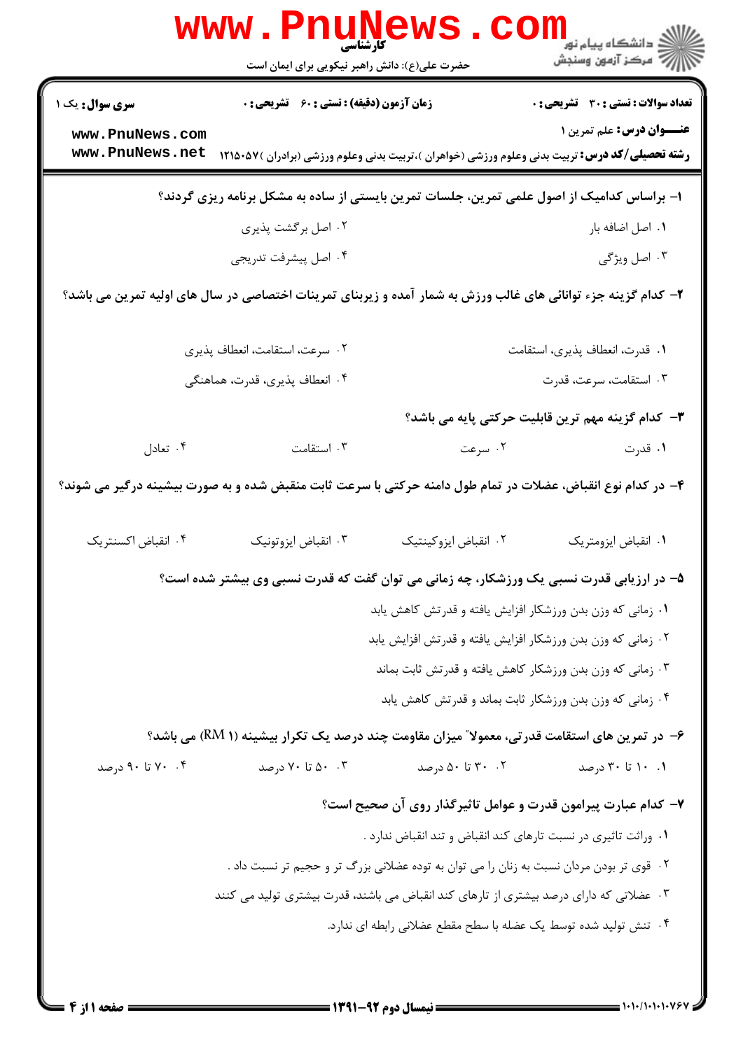**سری سوال:** یک ۱

**زمان آزمون (دقیقه) : تستی : ۶۰ تشریحی : ۰**

**تعداد سوالات : تستی : ۳۰ تشریحی : ۰**

**عنـــوان درس:** علم تمرین ۱

**رشته تحصیلی/کد درس:** تربیت بدنی وعلوم ورزشی (خواهران )،تربیت بدنی وعلوم ورزشی (برادران )۱۲۱۵۰۵۷

**۱- براساس کدامیک از اصول علمی تمرین، جلسات تمرین بایستی از ساده به مشکل برنامه ریزی گردند؟**

۱. اصل اضافه بار

۲. اصل برگشت پذیری

۳. اصل ویژگی

۴. اصل پیشرفت تدریجی

**۲- کدام گزینه جزء توانائی های غالب ورزش به شمار آمده و زیربنای تمرینات اختصاصی در سال های اولیه تمرین می باشد؟**

۱. قدرت، انعطاف پذیری، استقامت

۲. سرعت، استقامت، انعطاف پذیری

۳. استقامت، سرعت، قدرت

۴. انعطاف پذیری، قدرت، هماهنگی

**۳- کدام گزینه مهم ترین قابلیت حرکتی پایه می باشد؟**

۱. قدرت

۲. سرعت

۳. استقامت

۴. تعادل

**۴- در کدام نوع انقباض، عضلات در تمام طول دامنه حرکتی با سرعت ثابت منقبض شده و به صورت بیشینه درگیر می شوند؟**

۱. انقباض ایزومتریک

۲. انقباض ایزوکینتیک

۳. انقباض ایزوتونیک

۴. انقباض اکسنتریک

**۵- در ارزیابی قدرت نسبی یک ورزشکار، چه زمانی می توان گفت که قدرت نسبی وی بیشتر شده است؟**

۱. زمانی که وزن بدن ورزشکار افزایش یافته و قدرتش کاهش یابد

۲. زمانی که وزن بدن ورزشکار افزایش یافته و قدرتش افزایش یابد

۳. زمانی که وزن بدن ورزشکار کاهش یافته و قدرتش ثابت بماند

۴. زمانی که وزن بدن ورزشکار ثابت بماند و قدرتش کاهش یابد

**۶- در تمرین های استقامت قدرتی، معمولاً میزان مقاومت چند درصد یک تکرار بیشینه (1 RM) می باشد؟**

۱. ۱۰ تا ۳۰ درصد

۲. ۳۰ تا ۵۰ درصد

۳. ۵۰ تا ۷۰ درصد

۴. ۷۰ تا ۹۰ درصد

**۷- کدام عبارت پیرامون قدرت و عوامل تاثیرگذار روی آن صحیح است؟**

۱. وراثت تاثیری در نسبت تارهای کند انقباض و تند انقباض ندارد .

۲. قوی تر بودن مردان نسبت به زنان را می توان به توده عضلانی بزرگ تر و حجیم تر نسبت داد .

۳. عضلاتی که دارای درصد بیشتری از تارهای کند انقباض می باشند، قدرت بیشتری تولید می کنند

۴. تنش تولید شده توسط یک عضله با سطح مقطع عضلانی رابطه ای ندارد.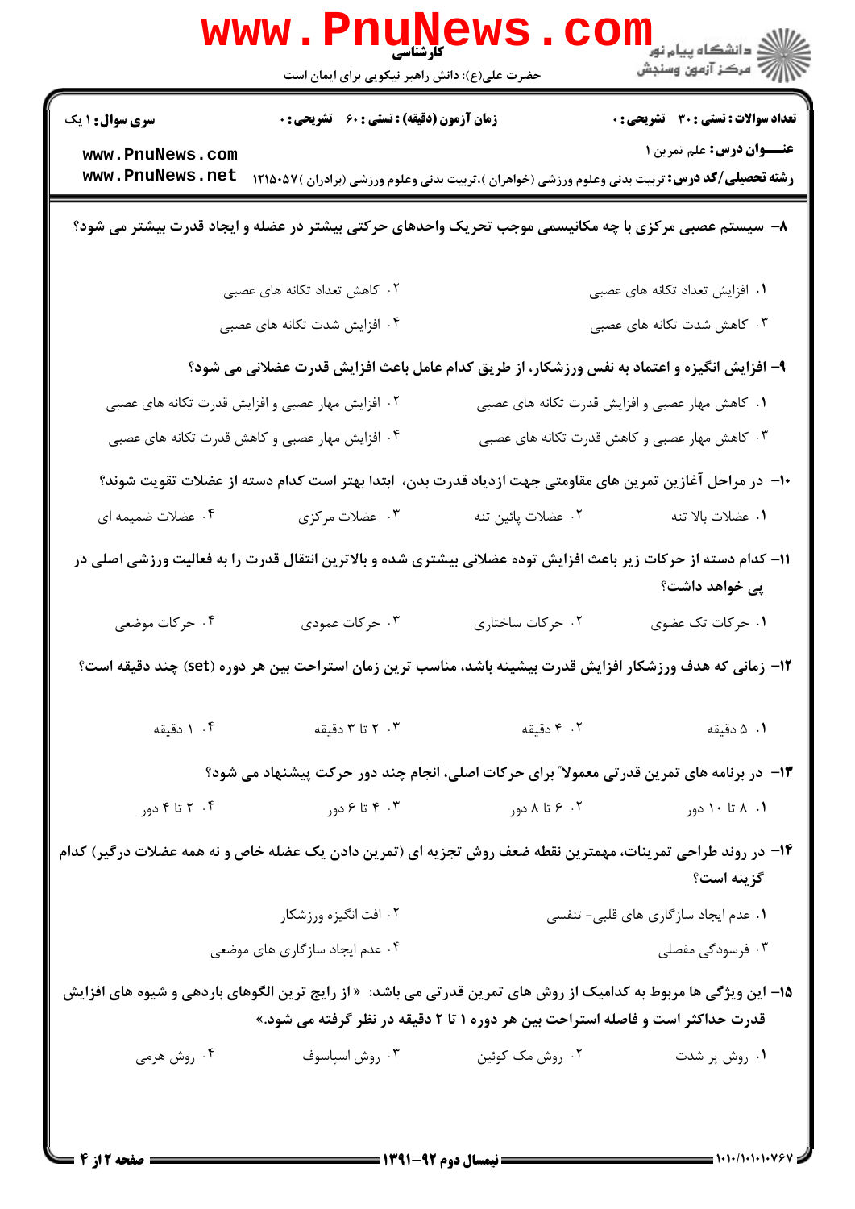**سری سوال:** ۱ یک | **زمان آزمون (دقیقه) : تستی :** ۶۰ **تشریحی :** ۰ | **تعداد سوالات : تستی :** ۳۰ **تشریحی :** ۰

**عنـــوان درس:** علم تمرین ۱

**رشته تحصیلی/کد درس:** تربیت بدنی وعلوم ورزشی (خواهران )،تربیت بدنی وعلوم ورزشی (برادران )۱۲۱۵۰۵۷

۸- سیستم عصبی مرکزی با چه مکانیسمی موجب تحریک واحدهای حرکتی بیشتر در عضله و ایجاد قدرت بیشتر می شود؟

۱. افزایش تعداد تکانه های عصبی
۲. کاهش تعداد تکانه های عصبی
۳. کاهش شدت تکانه های عصبی
۴. افزایش شدت تکانه های عصبی

۹- افزایش انگیزه و اعتماد به نفس ورزشکار، از طریق کدام عامل باعث افزایش قدرت عضلانی می شود؟

۱. کاهش مهار عصبی و افزایش قدرت تکانه های عصبی
۲. افزایش مهار عصبی و افزایش قدرت تکانه های عصبی
۳. کاهش مهار عصبی و کاهش قدرت تکانه های عصبی
۴. افزایش مهار عصبی و کاهش قدرت تکانه های عصبی

۱۰- در مراحل آغازین تمرین های مقاومتی جهت ازدیاد قدرت بدن، ابتدا بهتر است کدام دسته از عضلات تقویت شوند؟

۱. عضلات بالا تنه
۲. عضلات پائین تنه
۳. عضلات مرکزی
۴. عضلات ضمیمه ای

۱۱- کدام دسته از حرکات زیر باعث افزایش توده عضلانی بیشتری شده و بالاترین انتقال قدرت را به فعالیت ورزشی اصلی در پی خواهد داشت؟

۱. حرکات تک عضوی
۲. حرکات ساختاری
۳. حرکات عمودی
۴. حرکات موضعی

۱۲- زمانی که هدف ورزشکار افزایش قدرت بیشینه باشد، مناسب ترین زمان استراحت بین هر دوره (set) چند دقیقه است؟

۱. ۵ دقیقه
۲. ۴ دقیقه
۳. ۲ تا ۳ دقیقه
۴. ۱ دقیقه

۱۳- در برنامه های تمرین قدرتی معمولاً برای حرکات اصلی، انجام چند دور حرکت پیشنهاد می شود؟

۱. ۸ تا ۱۰ دور
۲. ۶ تا ۸ دور
۳. ۴ تا ۶ دور
۴. ۲ تا ۴ دور

۱۴- در روند طراحی تمرینات، مهمترین نقطه ضعف روش تجزیه ای (تمرین دادن یک عضله خاص و نه همه عضلات درگیر) کدام گزینه است؟

۱. عدم ایجاد سازگاری های قلبی- تنفسی
۲. افت انگیزه ورزشکار
۳. فرسودگی مفصلی
۴. عدم ایجاد سازگاری های موضعی

۱۵- این ویژگی ها مربوط به کدامیک از روش های تمرین قدرتی می باشد: «از رایج ترین الگوهای باردهی و شیوه های افزایش قدرت حداکثر است و فاصله استراحت بین هر دوره ۱ تا ۲ دقیقه در نظر گرفته می شود.»

۱. روش پر شدت
۲. روش مک کوئین
۳. روش اسپاسوف
۴. روش هرمی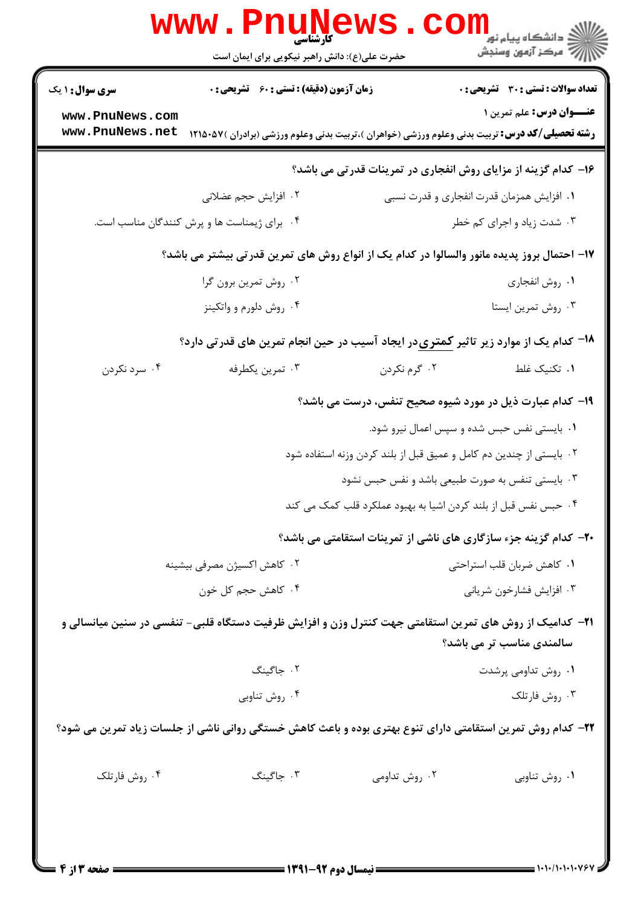۱۶- کدام گزینه از مزایای روش انفجاری در تمرینات قدرتی می باشد؟

۱. افزایش همزمان قدرت انفجاری و قدرت نسبی

۲. افزایش حجم عضلانی

۳. شدت زیاد و اجرای کم خطر

۴. برای ژیمناست ها و پرش کنندگان مناسب است.

۱۷- احتمال بروز پدیده مانور والسالوا در کدام یک از انواع روش های تمرین قدرتی بیشتر می باشد؟

۱. روش انفجاری

۲. روش تمرین برون گرا

۳. روش تمرین ایستا

۴. روش دلورم و واتکینز

۱۸- کدام یک از موارد زیر تاثیر کمتری در ایجاد آسیب در حین انجام تمرین های قدرتی دارد؟

۱. تکنیک غلط

۲. گرم نکردن

۳. تمرین یکطرفه

۴. سرد نکردن

۱۹- کدام عبارت ذیل در مورد شیوه صحیح تنفس، درست می باشد؟

۱. بایستی نفس حبس شده و سپس اعمال نیرو شود.

۲. بایستی از چندین دم کامل و عمیق قبل از بلند کردن وزنه استفاده شود

۳. بایستی تنفس به صورت طبیعی باشد و نفس حبس نشود

۴. حبس نفس قبل از بلند کردن اشیا به بهبود عملکرد قلب کمک می کند

۲۰- کدام گزینه جزء سازگاری های ناشی از تمرینات استقامتی می باشد؟

۱. کاهش ضربان قلب استراحتی

۲. کاهش اکسیژن مصرفی بیشینه

۳. افزایش فشارخون شریانی

۴. کاهش حجم کل خون

۲۱- کدامیک از روش های تمرین استقامتی جهت کنترل وزن و افزایش ظرفیت دستگاه قلبی- تنفسی در سنین میانسالی و سالمندی مناسب تر می باشد؟

۱. روش تداومی پرشدت

۲. جاگینگ

۳. روش فارتلک

۴. روش تناوبی

۲۲- کدام روش تمرین استقامتی دارای تنوع بهتری بوده و باعث کاهش خستگی روانی ناشی از جلسات زیاد تمرین می شود؟

۱. روش تناوبی

۲. روش تداومی

۳. جاگینگ

۴. روش فارتلک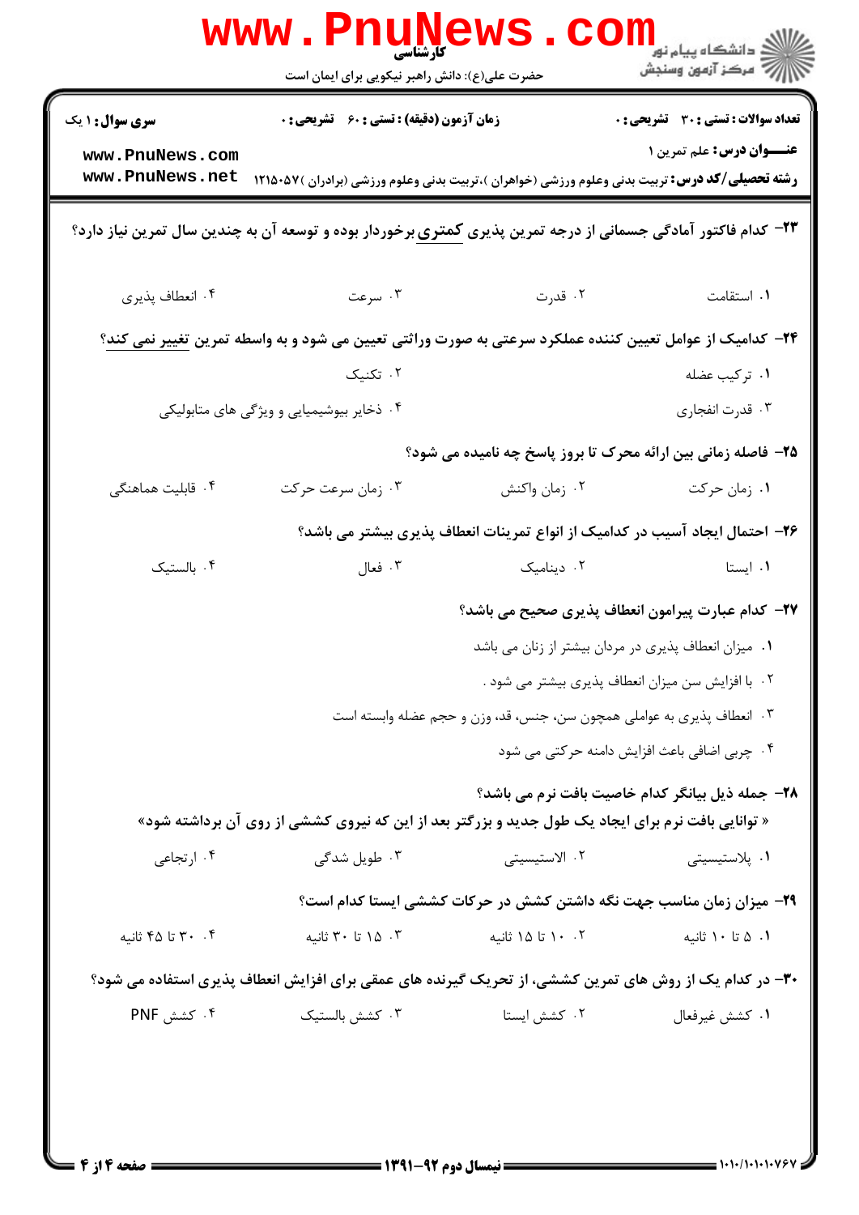**سری سوال:** ۱ یک | **زمان آزمون (دقیقه) : تستی :** ۶۰ **تشریحی :** ۰ | **تعداد سوالات : تستی :** ۳۰ **تشریحی :** ۰

**عنوان درس:** علم تمرین ۱

**رشته تحصیلی/کد درس:** تربیت بدنی وعلوم ورزشی (خواهران )،تربیت بدنی وعلوم ورزشی (برادران )۱۲۱۵۰۵۷

۲۳- کدام فاکتور آمادگی جسمانی از درجه تمرین پذیری کمتری برخوردار بوده و توسعه آن به چندین سال تمرین نیاز دارد؟

۱. استقامت ۲. قدرت ۳. سرعت ۴. انعطاف پذیری

۲۴- کدامیک از عوامل تعیین کننده عملکرد سرعتی به صورت وراثتی تعیین می شود و به واسطه تمرین تغییر نمی کند؟

۱. ترکیب عضله ۲. تکنیک

۳. قدرت انفجاری ۴. ذخایر بیوشیمیایی و ویژگی های متابولیکی

۲۵- فاصله زمانی بین ارائه محرک تا بروز پاسخ چه نامیده می شود؟

۱. زمان حرکت ۲. زمان واکنش ۳. زمان سرعت حرکت ۴. قابلیت هماهنگی

۲۶- احتمال ایجاد آسیب در کدامیک از انواع تمرینات انعطاف پذیری بیشتر می باشد؟

۱. ایستا ۲. دینامیک ۳. فعال ۴. بالستیک

۲۷- کدام عبارت پیرامون انعطاف پذیری صحیح می باشد؟

۱. میزان انعطاف پذیری در مردان بیشتر از زنان می باشد

۲. با افزایش سن میزان انعطاف پذیری بیشتر می شود .

۳. انعطاف پذیری به عواملی همچون سن، جنس، قد، وزن و حجم عضله وابسته است

۴. چربی اضافی باعث افزایش دامنه حرکتی می شود

۲۸- جمله ذیل بیانگر کدام خاصیت بافت نرم می باشد؟

« توانایی بافت نرم برای ایجاد یک طول جدید و بزرگتر بعد از این که نیروی کششی از روی آن برداشته شود»

۱. پلاستیسیتی ۲. الاستیسیتی ۳. طویل شدگی ۴. ارتجاعی

۲۹- میزان زمان مناسب جهت نگه داشتن کشش در حرکات کششی ایستا کدام است؟

۱. ۵ تا ۱۰ ثانیه ۲. ۱۰ تا ۱۵ ثانیه ۳. ۱۵ تا ۳۰ ثانیه ۴. ۳۰ تا ۴۵ ثانیه

۳۰- در کدام یک از روش های تمرین کششی، از تحریک گیرنده های عمقی برای افزایش انعطاف پذیری استفاده می شود؟

۱. کشش غیرفعال ۲. کشش ایستا ۳. کشش بالستیک ۴. کشش PNF